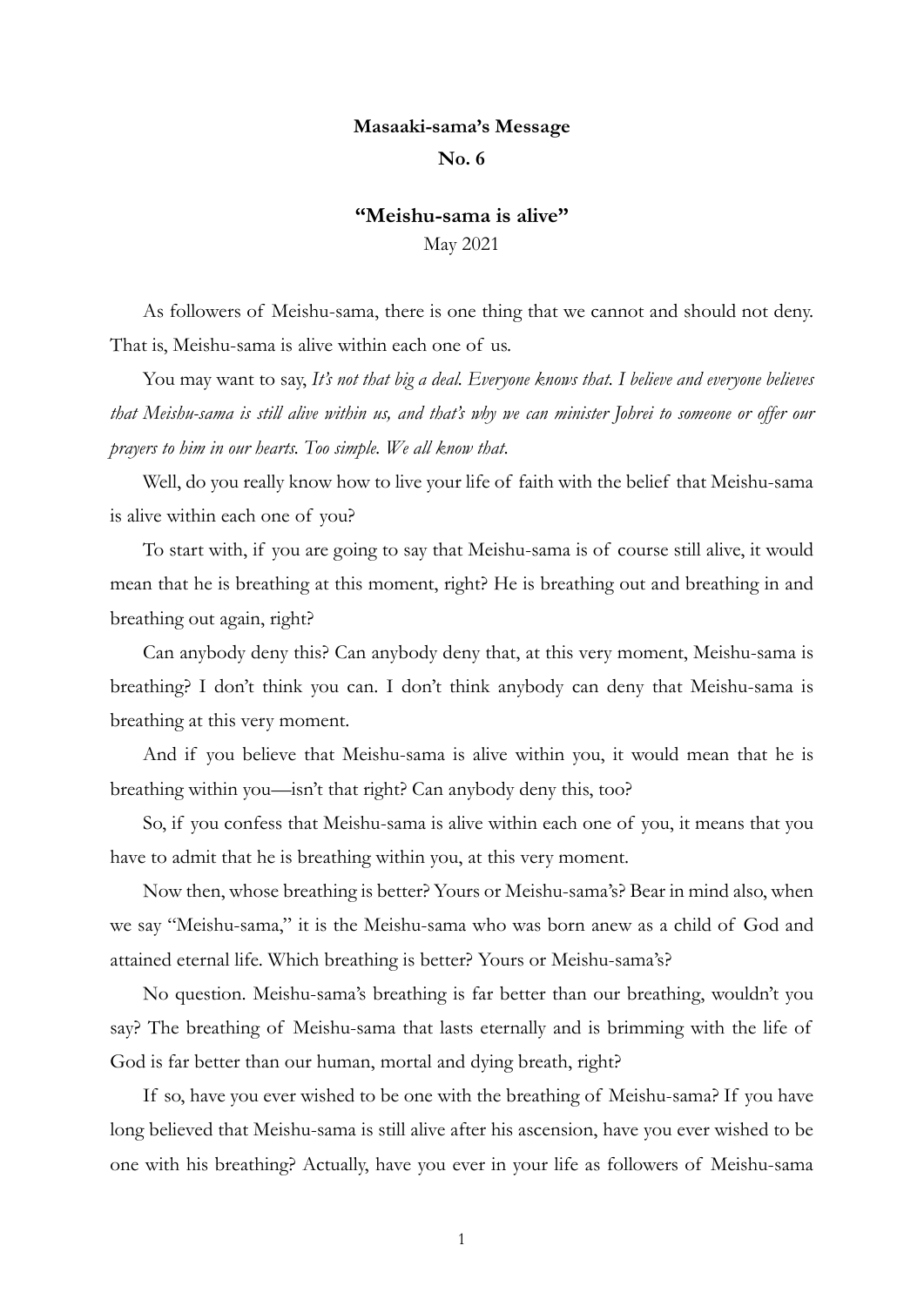**Masaaki-sama's Message**

**No. 6**

## "Meishu-sama is alive"

May 2021

As followers of Meishu-sama, there is one thing that we cannot and should not deny. That is, Meishu-sama is alive within each one of us.

You may want to say, *It's not that big a deal. Everyone knows that. I believe and everyone believes that Meishu-sama is still alive within us, and that's why we can minister Johrei to someone or offer our prayers to him in our hearts. Too simple. We all know that.*

Well, do you really know how to live your life of faith with the belief that Meishu-sama is alive within each one of you?

To start with, if you are going to say that Meishu-sama is of course still alive, it would mean that he is breathing at this moment, right? He is breathing out and breathing in and breathing out again, right?

Can anybody deny this? Can anybody deny that, at this very moment, Meishu-sama is breathing? I don't think you can. I don't think anybody can deny that Meishu-sama is breathing at this very moment.

And if you believe that Meishu-sama is alive within you, it would mean that he is breathing within you—isn't that right? Can anybody deny this, too?

So, if you confess that Meishu-sama is alive within each one of you, it means that you have to admit that he is breathing within you, at this very moment.

Now then, whose breathing is better? Yours or Meishu-sama's? Bear in mind also, when we say "Meishu-sama," it is the Meishu-sama who was born anew as a child of God and attained eternal life. Which breathing is better? Yours or Meishu-sama's?

No question. Meishu-sama's breathing is far better than our breathing, wouldn't you say? The breathing of Meishu-sama that lasts eternally and is brimming with the life of God is far better than our human, mortal and dying breath, right?

If so, have you ever wished to be one with the breathing of Meishu-sama? If you have long believed that Meishu-sama is still alive after his ascension, have you ever wished to be one with his breathing? Actually, have you ever in your life as followers of Meishu-sama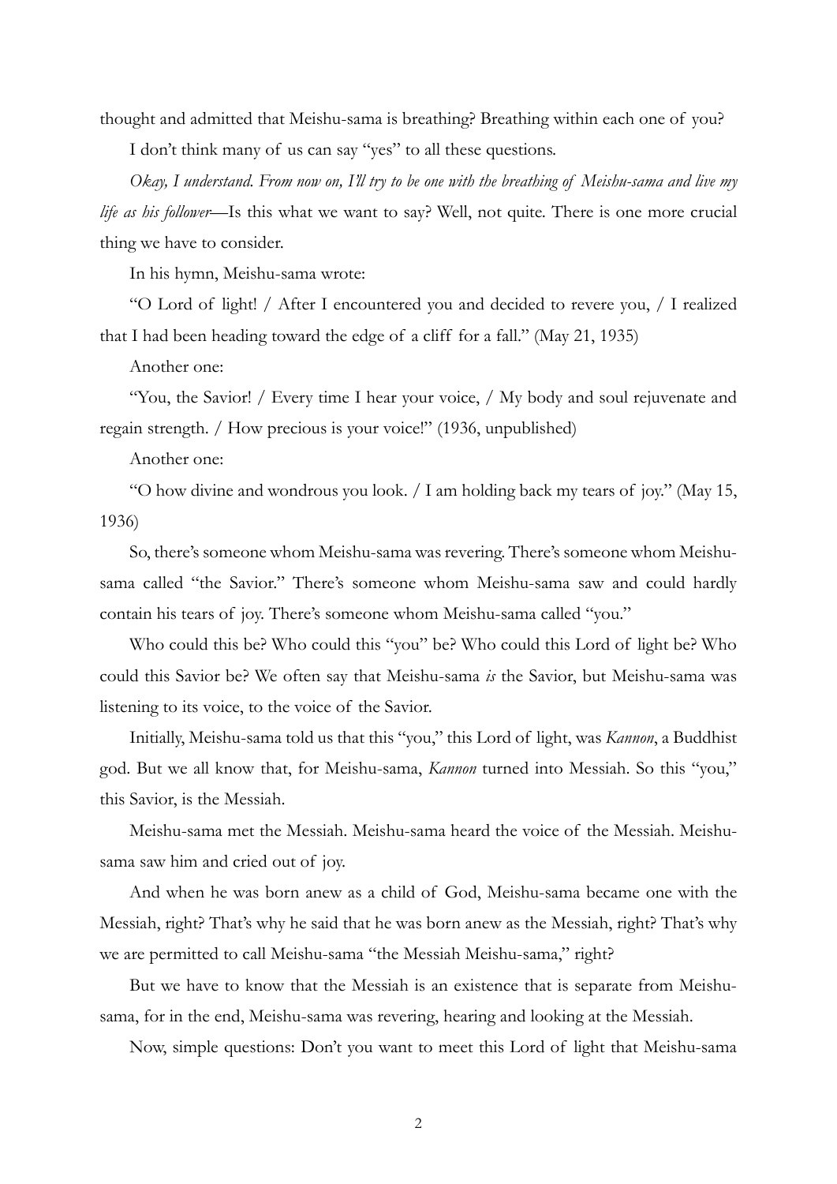thought and admitted that Meishu-sama is breathing? Breathing within each one of you?

I don't think many of us can say "yes" to all these questions.

*Okay, I understand. From now on, I'll try to be one with the breathing of Meishu-sama and live my life as his follower*—Is this what we want to say? Well, not quite. There is one more crucial thing we have to consider.

In his hymn, Meishu-sama wrote:

"O Lord of light! / After I encountered you and decided to revere you, / I realized that I had been heading toward the edge of a cliff for a fall." (May 21, 1935)

Another one:

"You, the Savior! / Every time I hear your voice, / My body and soul rejuvenate and regain strength. / How precious is your voice!" (1936, unpublished)

Another one:

"O how divine and wondrous you look. / I am holding back my tears of joy." (May 15, 1936)

So, there's someone whom Meishu-sama was revering. There's someone whom Meishu-sama called "the Savior." There's someone whom Meishu-sama saw and could hardly contain his tears of joy. There's someone whom Meishu-sama called "you."

Who could this be? Who could this "you" be? Who could this Lord of light be? Who could this Savior be? We often say that Meishu-sama *is* the Savior, but Meishu-sama was listening to its voice, to the voice of the Savior.

Initially, Meishu-sama told us that this "you," this Lord of light, was *Kannon*, a Buddhist god. But we all know that, for Meishu-sama, *Kannon* turned into Messiah. So this "you," this Savior, is the Messiah.

Meishu-sama met the Messiah. Meishu-sama heard the voice of the Messiah. Meishu-sama saw him and cried out of joy.

And when he was born anew as a child of God, Meishu-sama became one with the Messiah, right? That's why he said that he was born anew as the Messiah, right? That's why we are permitted to call Meishu-sama "the Messiah Meishu-sama," right?

But we have to know that the Messiah is an existence that is separate from Meishu-sama, for in the end, Meishu-sama was revering, hearing and looking at the Messiah.

Now, simple questions: Don't you want to meet this Lord of light that Meishu-sama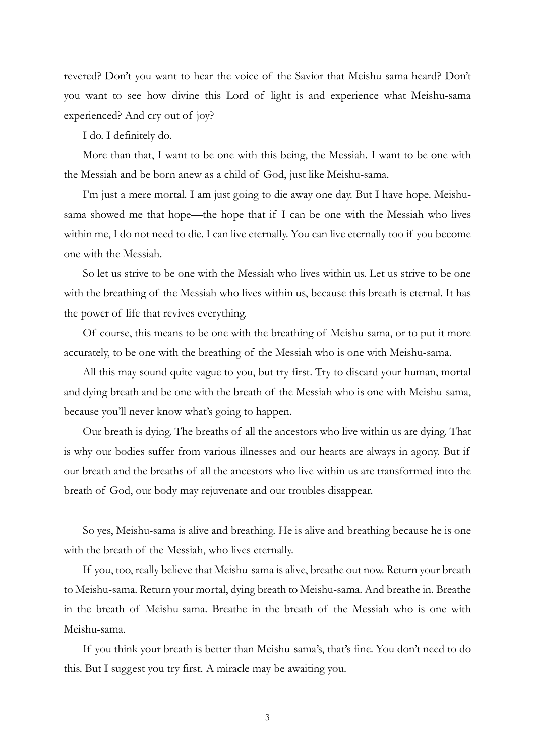revered? Don't you want to hear the voice of the Savior that Meishu-sama heard? Don't you want to see how divine this Lord of light is and experience what Meishu-sama experienced? And cry out of joy?

I do. I definitely do.

More than that, I want to be one with this being, the Messiah. I want to be one with the Messiah and be born anew as a child of God, just like Meishu-sama.

I'm just a mere mortal. I am just going to die away one day. But I have hope. Meishu-sama showed me that hope—the hope that if I can be one with the Messiah who lives within me, I do not need to die. I can live eternally. You can live eternally too if you become one with the Messiah.

So let us strive to be one with the Messiah who lives within us. Let us strive to be one with the breathing of the Messiah who lives within us, because this breath is eternal. It has the power of life that revives everything.

Of course, this means to be one with the breathing of Meishu-sama, or to put it more accurately, to be one with the breathing of the Messiah who is one with Meishu-sama.

All this may sound quite vague to you, but try first. Try to discard your human, mortal and dying breath and be one with the breath of the Messiah who is one with Meishu-sama, because you'll never know what's going to happen.

Our breath is dying. The breaths of all the ancestors who live within us are dying. That is why our bodies suffer from various illnesses and our hearts are always in agony. But if our breath and the breaths of all the ancestors who live within us are transformed into the breath of God, our body may rejuvenate and our troubles disappear.

So yes, Meishu-sama is alive and breathing. He is alive and breathing because he is one with the breath of the Messiah, who lives eternally.

If you, too, really believe that Meishu-sama is alive, breathe out now. Return your breath to Meishu-sama. Return your mortal, dying breath to Meishu-sama. And breathe in. Breathe in the breath of Meishu-sama. Breathe in the breath of the Messiah who is one with Meishu-sama.

If you think your breath is better than Meishu-sama's, that's fine. You don't need to do this. But I suggest you try first. A miracle may be awaiting you.